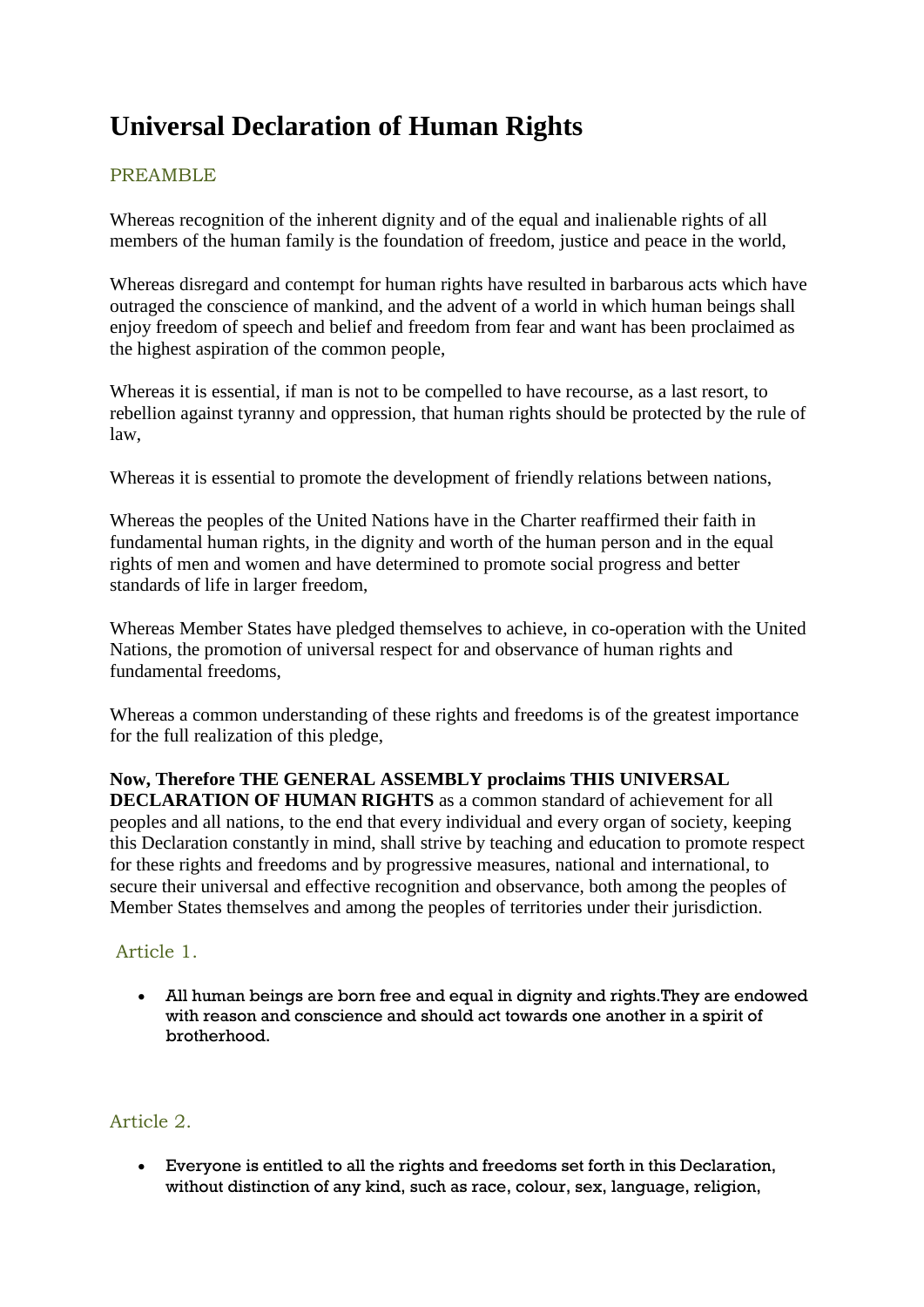# Universal Declaration of Human Rights

## PREAMBLE

Whereas recognition of the inherent dignity and of the equal and inalienable rights of all members of the human family is the foundation of freedom, justice and peace in the world,

Whereas disregard and contempt for human rights have resulted in barbarous acts which have outraged the conscience of mankind, and the advent of a world in which human beings shall enjoy freedom of speech and belief and freedom from fear and want has been proclaimed as the highest aspiration of the common people,

Whereas it is essential, if man is not to be compelled to have recourse, as a last resort, to rebellion against tyranny and oppression, that human rights should be protected by the rule of law,

Whereas it is essential to promote the development of friendly relations between nations,

Whereas the peoples of the United Nations have in the Charter reaffirmed their faith in fundamental human rights, in the dignity and worth of the human person and in the equal rights of men and women and have determined to promote social progress and better standards of life in larger freedom,

Whereas Member States have pledged themselves to achieve, in co-operation with the United Nations, the promotion of universal respect for and observance of human rights and fundamental freedoms,

Whereas a common understanding of these rights and freedoms is of the greatest importance for the full realization of this pledge,

**Now, Therefore THE GENERAL ASSEMBLY proclaims THIS UNIVERSAL DECLARATION OF HUMAN RIGHTS** as a common standard of achievement for all peoples and all nations, to the end that every individual and every organ of society, keeping this Declaration constantly in mind, shall strive by teaching and education to promote respect for these rights and freedoms and by progressive measures, national and international, to secure their universal and effective recognition and observance, both among the peoples of Member States themselves and among the peoples of territories under their jurisdiction.

## Article 1.

- All human beings are born free and equal in dignity and rights.They are endowed with reason and conscience and should act towards one another in a spirit of brotherhood.

## Article 2.

- Everyone is entitled to all the rights and freedoms set forth in this Declaration, without distinction of any kind, such as race, colour, sex, language, religion,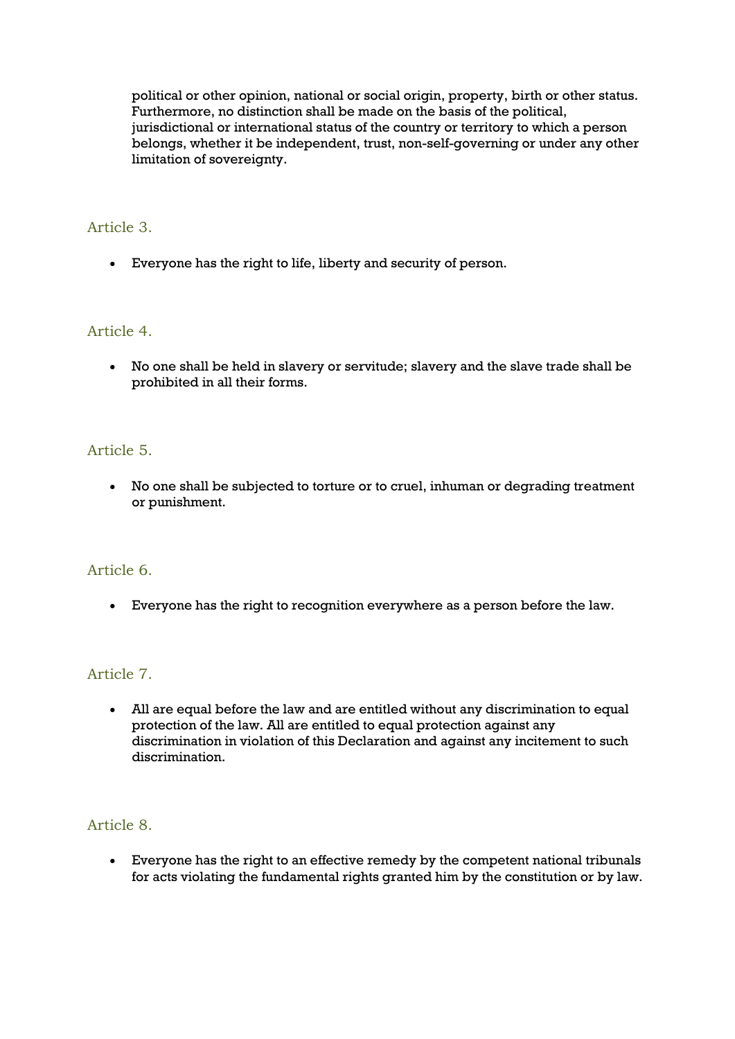political or other opinion, national or social origin, property, birth or other status. Furthermore, no distinction shall be made on the basis of the political, jurisdictional or international status of the country or territory to which a person belongs, whether it be independent, trust, non-self-governing or under any other limitation of sovereignty.

## Article 3.

- Everyone has the right to life, liberty and security of person.

## Article 4.

- No one shall be held in slavery or servitude; slavery and the slave trade shall be prohibited in all their forms.

## Article 5.

- No one shall be subjected to torture or to cruel, inhuman or degrading treatment or punishment.

## Article 6.

- Everyone has the right to recognition everywhere as a person before the law.

## Article 7.

- All are equal before the law and are entitled without any discrimination to equal protection of the law. All are entitled to equal protection against any discrimination in violation of this Declaration and against any incitement to such discrimination.

## Article 8.

- Everyone has the right to an effective remedy by the competent national tribunals for acts violating the fundamental rights granted him by the constitution or by law.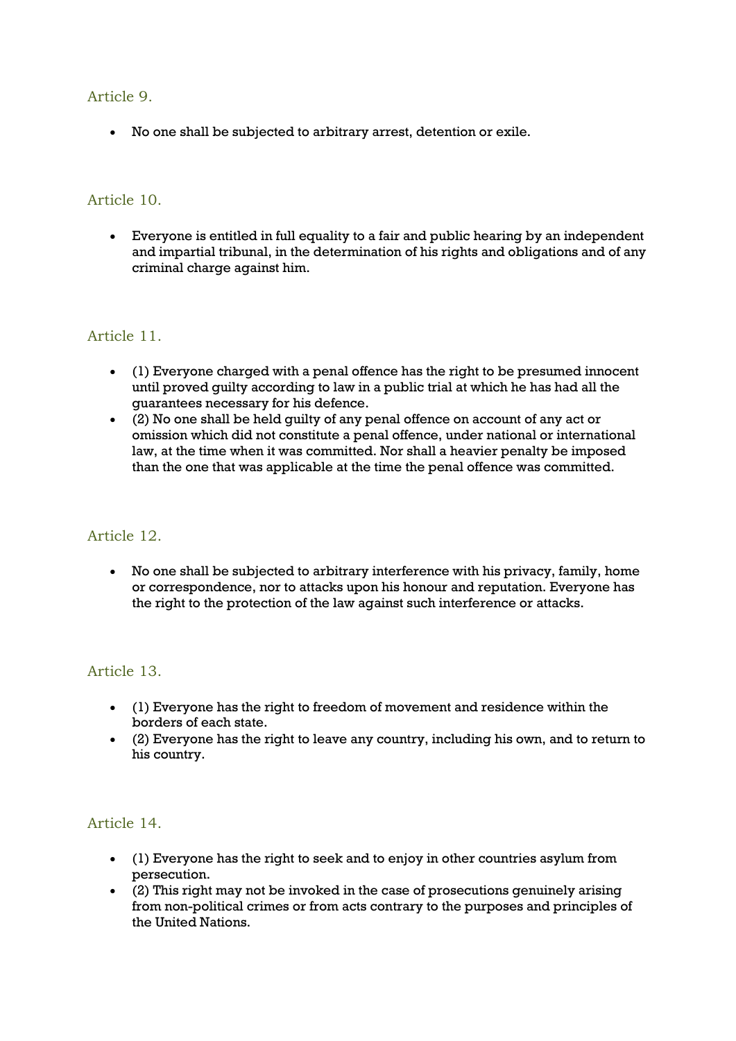## Article 9.

- No one shall be subjected to arbitrary arrest, detention or exile.

## Article 10.

- Everyone is entitled in full equality to a fair and public hearing by an independent and impartial tribunal, in the determination of his rights and obligations and of any criminal charge against him.

## Article 11.

- (1) Everyone charged with a penal offence has the right to be presumed innocent until proved guilty according to law in a public trial at which he has had all the guarantees necessary for his defence.
- (2) No one shall be held guilty of any penal offence on account of any act or omission which did not constitute a penal offence, under national or international law, at the time when it was committed. Nor shall a heavier penalty be imposed than the one that was applicable at the time the penal offence was committed.

## Article 12.

- No one shall be subjected to arbitrary interference with his privacy, family, home or correspondence, nor to attacks upon his honour and reputation. Everyone has the right to the protection of the law against such interference or attacks.

## Article 13.

- (1) Everyone has the right to freedom of movement and residence within the borders of each state.
- (2) Everyone has the right to leave any country, including his own, and to return to his country.

## Article 14.

- (1) Everyone has the right to seek and to enjoy in other countries asylum from persecution.
- (2) This right may not be invoked in the case of prosecutions genuinely arising from non-political crimes or from acts contrary to the purposes and principles of the United Nations.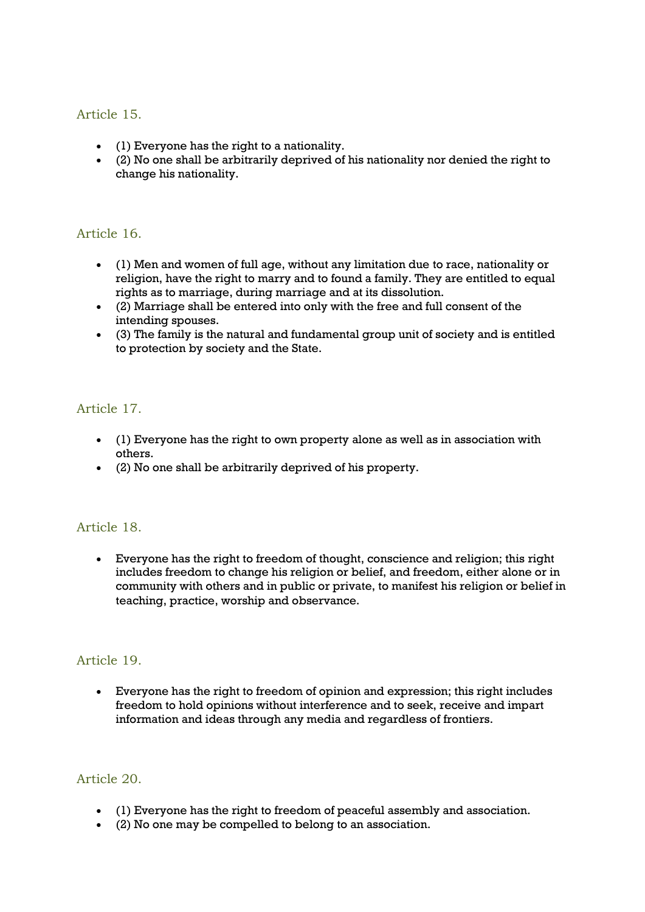## Article 15.

- (1) Everyone has the right to a nationality.
- (2) No one shall be arbitrarily deprived of his nationality nor denied the right to change his nationality.

## Article 16.

- (1) Men and women of full age, without any limitation due to race, nationality or religion, have the right to marry and to found a family. They are entitled to equal rights as to marriage, during marriage and at its dissolution.
- (2) Marriage shall be entered into only with the free and full consent of the intending spouses.
- (3) The family is the natural and fundamental group unit of society and is entitled to protection by society and the State.

## Article 17.

- (1) Everyone has the right to own property alone as well as in association with others.
- (2) No one shall be arbitrarily deprived of his property.

## Article 18.

- Everyone has the right to freedom of thought, conscience and religion; this right includes freedom to change his religion or belief, and freedom, either alone or in community with others and in public or private, to manifest his religion or belief in teaching, practice, worship and observance.

## Article 19.

- Everyone has the right to freedom of opinion and expression; this right includes freedom to hold opinions without interference and to seek, receive and impart information and ideas through any media and regardless of frontiers.

## Article 20.

- (1) Everyone has the right to freedom of peaceful assembly and association.
- (2) No one may be compelled to belong to an association.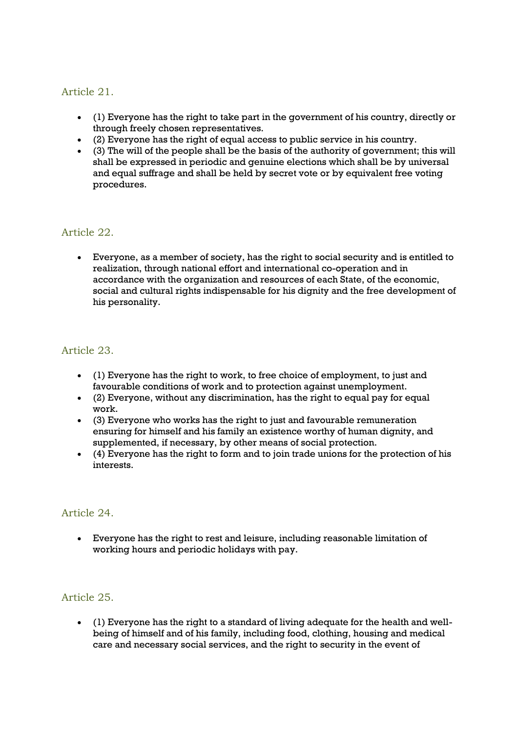## Article 21.

- (1) Everyone has the right to take part in the government of his country, directly or through freely chosen representatives.
- (2) Everyone has the right of equal access to public service in his country.
- (3) The will of the people shall be the basis of the authority of government; this will shall be expressed in periodic and genuine elections which shall be by universal and equal suffrage and shall be held by secret vote or by equivalent free voting procedures.

## Article 22.

- Everyone, as a member of society, has the right to social security and is entitled to realization, through national effort and international co-operation and in accordance with the organization and resources of each State, of the economic, social and cultural rights indispensable for his dignity and the free development of his personality.

## Article 23.

- (1) Everyone has the right to work, to free choice of employment, to just and favourable conditions of work and to protection against unemployment.
- (2) Everyone, without any discrimination, has the right to equal pay for equal work.
- (3) Everyone who works has the right to just and favourable remuneration ensuring for himself and his family an existence worthy of human dignity, and supplemented, if necessary, by other means of social protection.
- (4) Everyone has the right to form and to join trade unions for the protection of his interests.

## Article 24.

- Everyone has the right to rest and leisure, including reasonable limitation of working hours and periodic holidays with pay.

## Article 25.

- (1) Everyone has the right to a standard of living adequate for the health and well-being of himself and of his family, including food, clothing, housing and medical care and necessary social services, and the right to security in the event of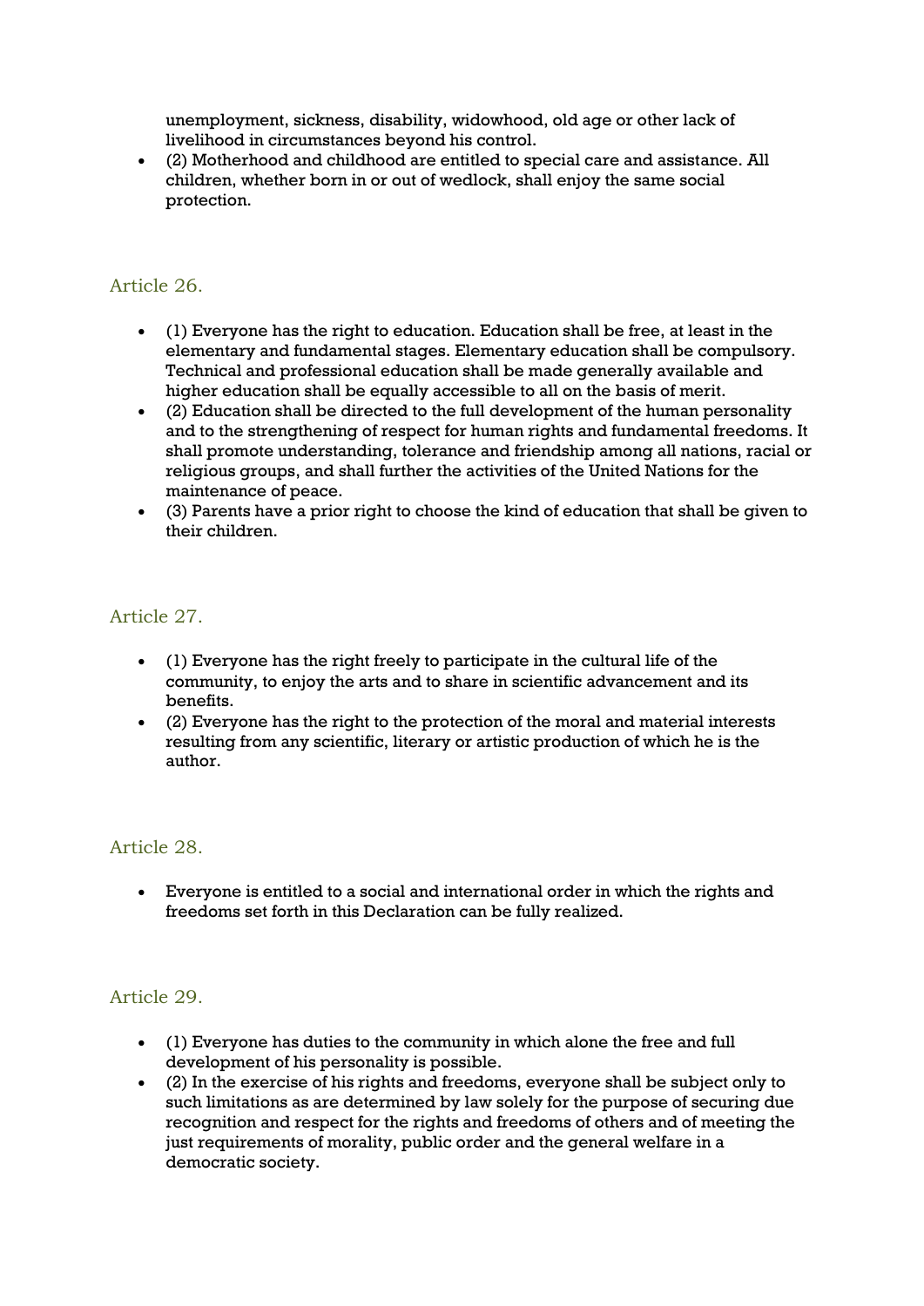unemployment, sickness, disability, widowhood, old age or other lack of livelihood in circumstances beyond his control.

- (2) Motherhood and childhood are entitled to special care and assistance. All children, whether born in or out of wedlock, shall enjoy the same social protection.

## Article 26.

- (1) Everyone has the right to education. Education shall be free, at least in the elementary and fundamental stages. Elementary education shall be compulsory. Technical and professional education shall be made generally available and higher education shall be equally accessible to all on the basis of merit.
- (2) Education shall be directed to the full development of the human personality and to the strengthening of respect for human rights and fundamental freedoms. It shall promote understanding, tolerance and friendship among all nations, racial or religious groups, and shall further the activities of the United Nations for the maintenance of peace.
- (3) Parents have a prior right to choose the kind of education that shall be given to their children.

## Article 27.

- (1) Everyone has the right freely to participate in the cultural life of the community, to enjoy the arts and to share in scientific advancement and its benefits.
- (2) Everyone has the right to the protection of the moral and material interests resulting from any scientific, literary or artistic production of which he is the author.

## Article 28.

- Everyone is entitled to a social and international order in which the rights and freedoms set forth in this Declaration can be fully realized.

## Article 29.

- (1) Everyone has duties to the community in which alone the free and full development of his personality is possible.
- (2) In the exercise of his rights and freedoms, everyone shall be subject only to such limitations as are determined by law solely for the purpose of securing due recognition and respect for the rights and freedoms of others and of meeting the just requirements of morality, public order and the general welfare in a democratic society.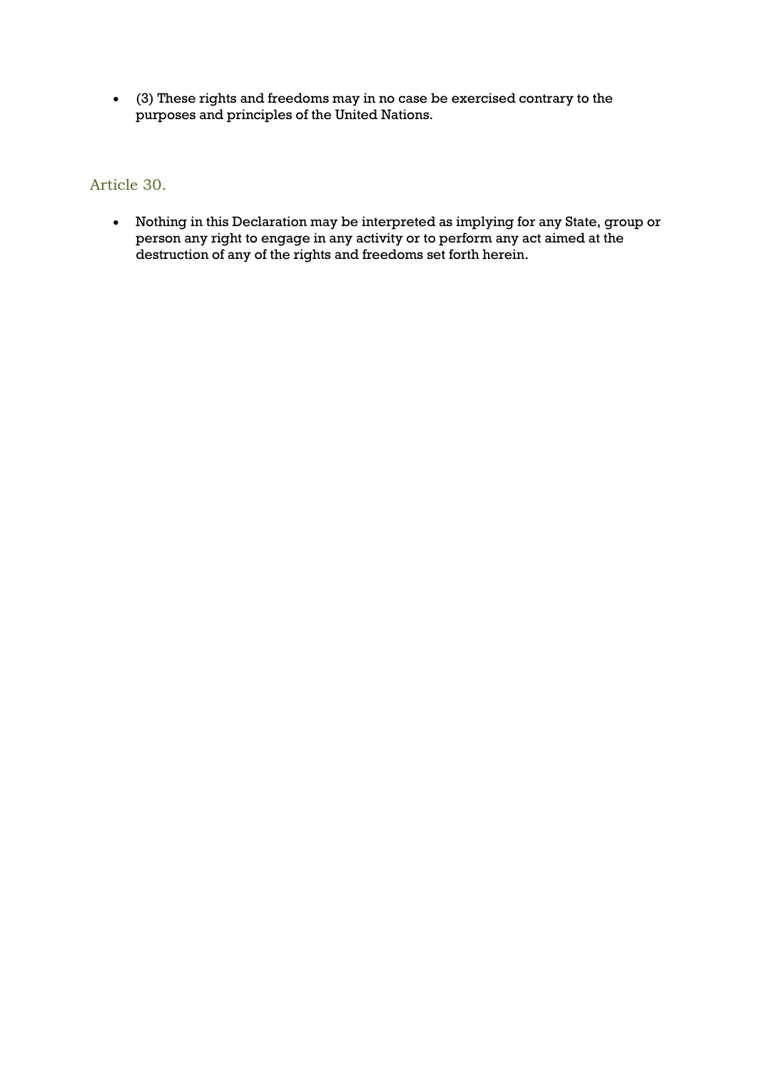- (3) These rights and freedoms may in no case be exercised contrary to the purposes and principles of the United Nations.

## Article 30.

- Nothing in this Declaration may be interpreted as implying for any State, group or person any right to engage in any activity or to perform any act aimed at the destruction of any of the rights and freedoms set forth herein.